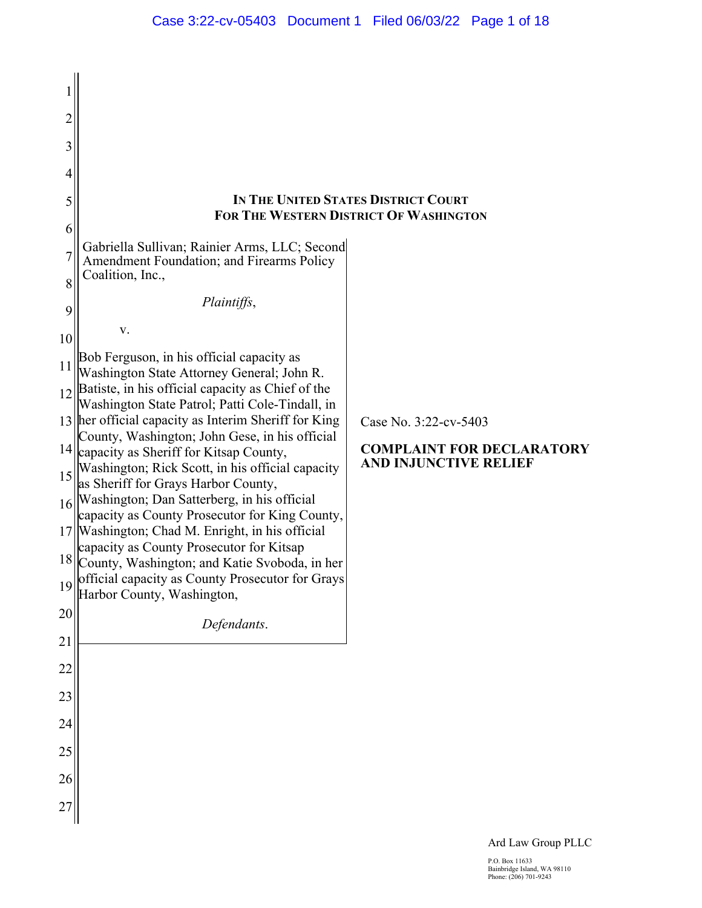**IN THE UNITED STATES DISTRICT COURT**
**FOR THE WESTERN DISTRICT OF WASHINGTON**

Gabriella Sullivan; Rainier Arms, LLC; Second Amendment Foundation; and Firearms Policy Coalition, Inc.,

*Plaintiffs*,

v.

Bob Ferguson, in his official capacity as Washington State Attorney General; John R. Batiste, in his official capacity as Chief of the Washington State Patrol; Patti Cole-Tindall, in her official capacity as Interim Sheriff for King County, Washington; John Gese, in his official capacity as Sheriff for Kitsap County, Washington; Rick Scott, in his official capacity as Sheriff for Grays Harbor County, Washington; Dan Satterberg, in his official capacity as County Prosecutor for King County, Washington; Chad M. Enright, in his official capacity as County Prosecutor for Kitsap County, Washington; and Katie Svoboda, in her official capacity as County Prosecutor for Grays Harbor County, Washington,

*Defendants*.

Case No. 3:22-cv-5403

**COMPLAINT FOR DECLARATORY AND INJUNCTIVE RELIEF**

Ard Law Group PLLC

P.O. Box 11633
Bainbridge Island, WA 98110
Phone: (206) 701-9243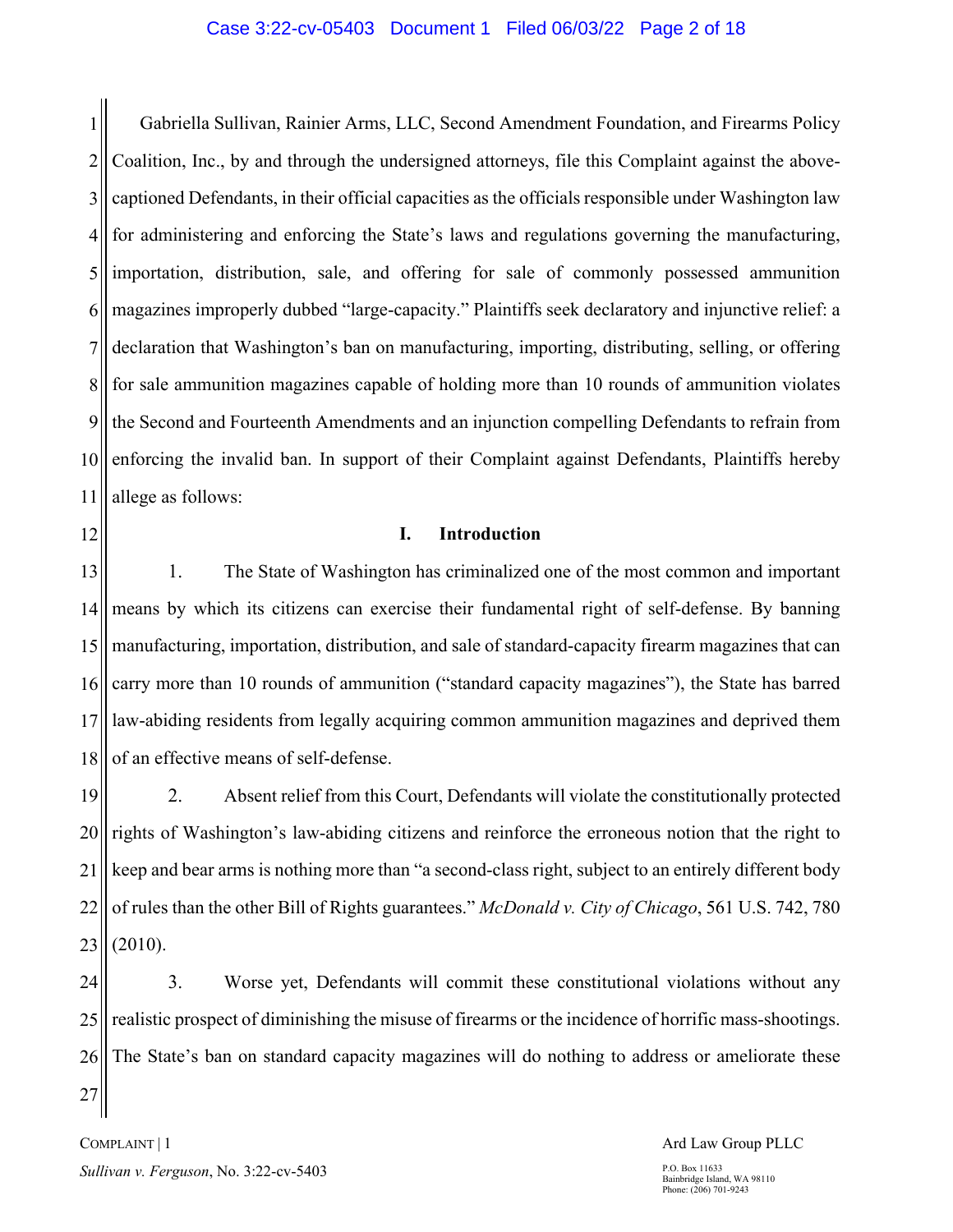Gabriella Sullivan, Rainier Arms, LLC, Second Amendment Foundation, and Firearms Policy Coalition, Inc., by and through the undersigned attorneys, file this Complaint against the above-captioned Defendants, in their official capacities as the officials responsible under Washington law for administering and enforcing the State's laws and regulations governing the manufacturing, importation, distribution, sale, and offering for sale of commonly possessed ammunition magazines improperly dubbed "large-capacity." Plaintiffs seek declaratory and injunctive relief: a declaration that Washington's ban on manufacturing, importing, distributing, selling, or offering for sale ammunition magazines capable of holding more than 10 rounds of ammunition violates the Second and Fourteenth Amendments and an injunction compelling Defendants to refrain from enforcing the invalid ban. In support of their Complaint against Defendants, Plaintiffs hereby allege as follows:

## I. Introduction

1. The State of Washington has criminalized one of the most common and important means by which its citizens can exercise their fundamental right of self-defense. By banning manufacturing, importation, distribution, and sale of standard-capacity firearm magazines that can carry more than 10 rounds of ammunition ("standard capacity magazines"), the State has barred law-abiding residents from legally acquiring common ammunition magazines and deprived them of an effective means of self-defense.

2. Absent relief from this Court, Defendants will violate the constitutionally protected rights of Washington's law-abiding citizens and reinforce the erroneous notion that the right to keep and bear arms is nothing more than "a second-class right, subject to an entirely different body of rules than the other Bill of Rights guarantees." *McDonald v. City of Chicago*, 561 U.S. 742, 780 (2010).

3. Worse yet, Defendants will commit these constitutional violations without any realistic prospect of diminishing the misuse of firearms or the incidence of horrific mass-shootings. The State's ban on standard capacity magazines will do nothing to address or ameliorate these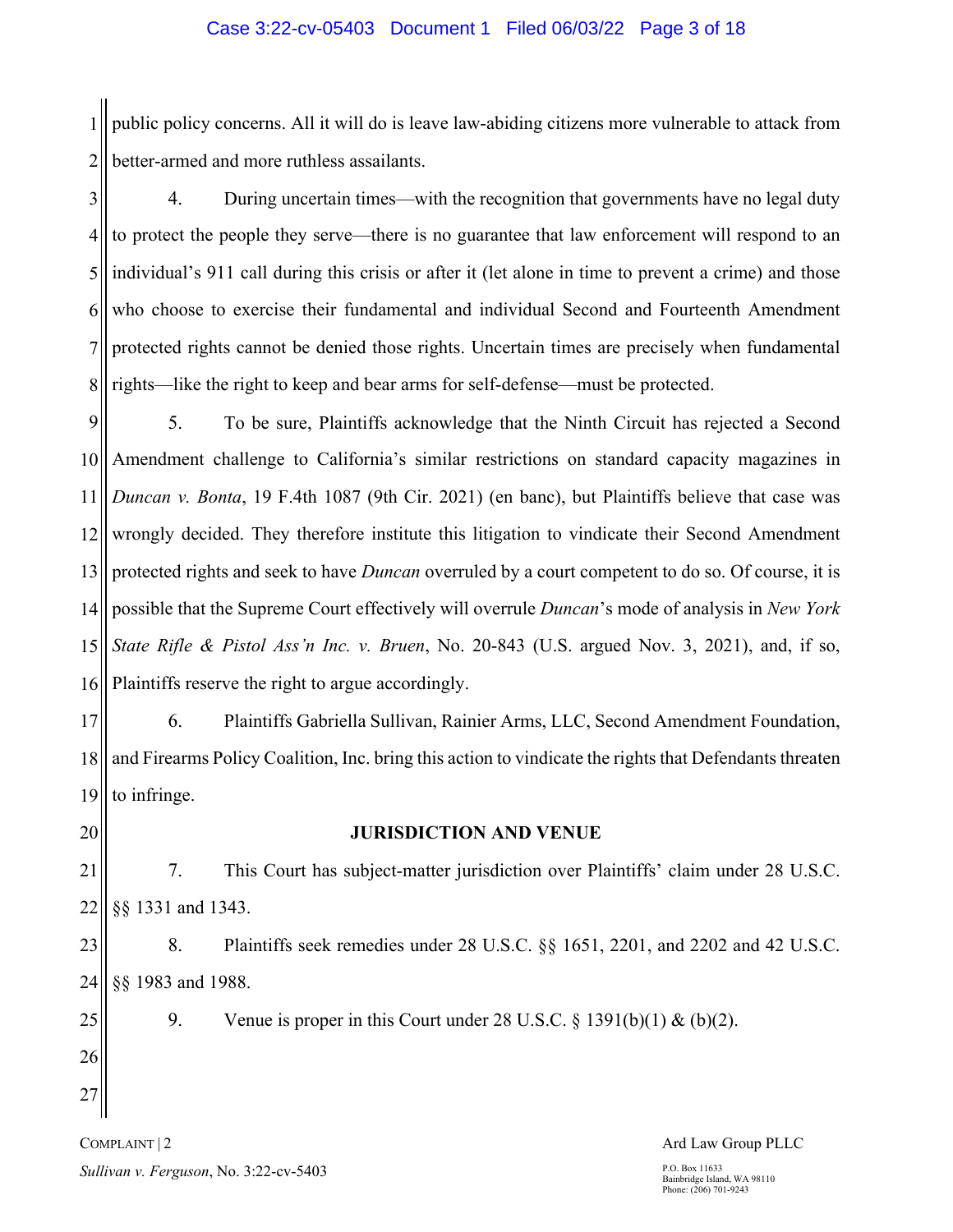public policy concerns. All it will do is leave law-abiding citizens more vulnerable to attack from better-armed and more ruthless assailants.

4. During uncertain times—with the recognition that governments have no legal duty to protect the people they serve—there is no guarantee that law enforcement will respond to an individual's 911 call during this crisis or after it (let alone in time to prevent a crime) and those who choose to exercise their fundamental and individual Second and Fourteenth Amendment protected rights cannot be denied those rights. Uncertain times are precisely when fundamental rights—like the right to keep and bear arms for self-defense—must be protected.

5. To be sure, Plaintiffs acknowledge that the Ninth Circuit has rejected a Second Amendment challenge to California's similar restrictions on standard capacity magazines in *Duncan v. Bonta*, 19 F.4th 1087 (9th Cir. 2021) (en banc), but Plaintiffs believe that case was wrongly decided. They therefore institute this litigation to vindicate their Second Amendment protected rights and seek to have *Duncan* overruled by a court competent to do so. Of course, it is possible that the Supreme Court effectively will overrule *Duncan*'s mode of analysis in *New York State Rifle & Pistol Ass'n Inc. v. Bruen*, No. 20-843 (U.S. argued Nov. 3, 2021), and, if so, Plaintiffs reserve the right to argue accordingly.

6. Plaintiffs Gabriella Sullivan, Rainier Arms, LLC, Second Amendment Foundation, and Firearms Policy Coalition, Inc. bring this action to vindicate the rights that Defendants threaten to infringe.

## JURISDICTION AND VENUE

7. This Court has subject-matter jurisdiction over Plaintiffs' claim under 28 U.S.C. §§ 1331 and 1343.

8. Plaintiffs seek remedies under 28 U.S.C. §§ 1651, 2201, and 2202 and 42 U.S.C. §§ 1983 and 1988.

9. Venue is proper in this Court under 28 U.S.C. § 1391(b)(1) & (b)(2).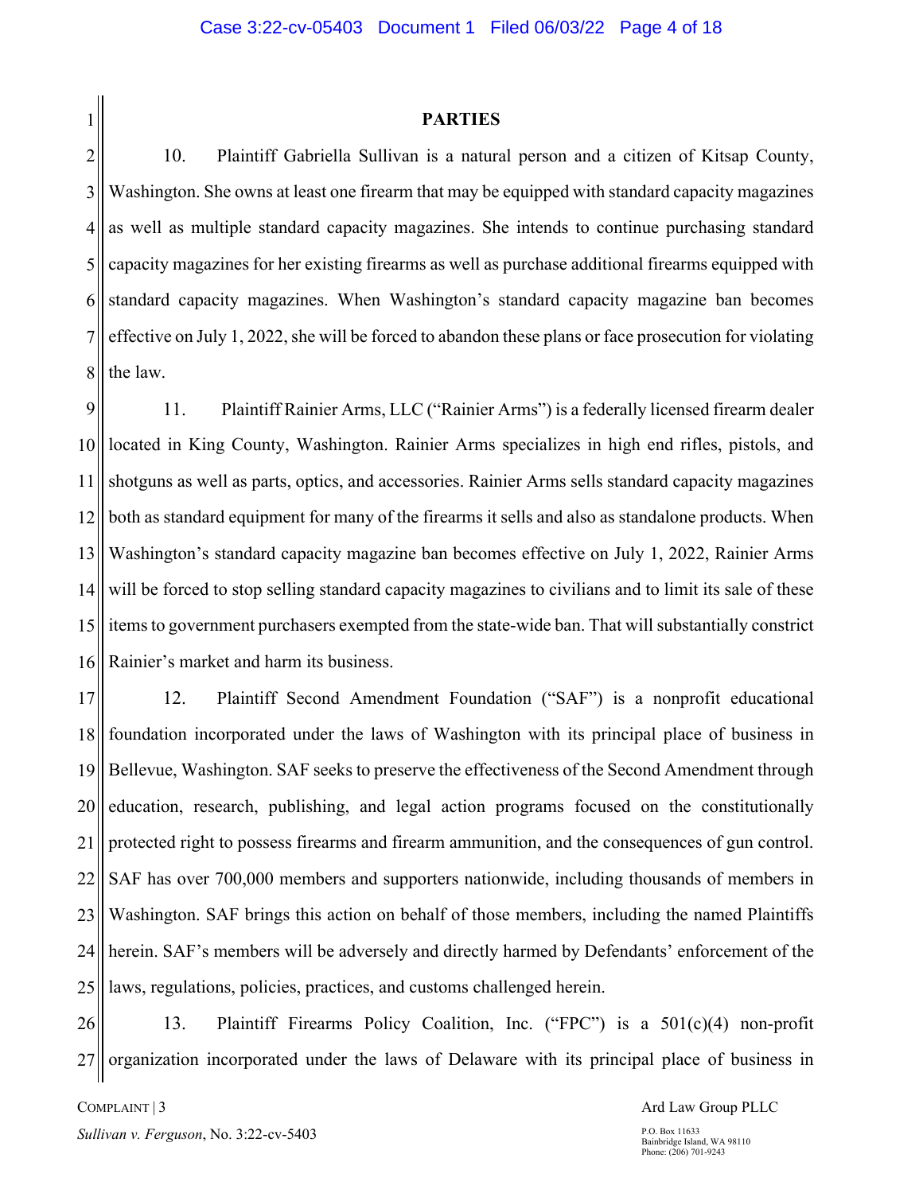## PARTIES

10. Plaintiff Gabriella Sullivan is a natural person and a citizen of Kitsap County, Washington. She owns at least one firearm that may be equipped with standard capacity magazines as well as multiple standard capacity magazines. She intends to continue purchasing standard capacity magazines for her existing firearms as well as purchase additional firearms equipped with standard capacity magazines. When Washington's standard capacity magazine ban becomes effective on July 1, 2022, she will be forced to abandon these plans or face prosecution for violating the law.

11. Plaintiff Rainier Arms, LLC ("Rainier Arms") is a federally licensed firearm dealer located in King County, Washington. Rainier Arms specializes in high end rifles, pistols, and shotguns as well as parts, optics, and accessories. Rainier Arms sells standard capacity magazines both as standard equipment for many of the firearms it sells and also as standalone products. When Washington's standard capacity magazine ban becomes effective on July 1, 2022, Rainier Arms will be forced to stop selling standard capacity magazines to civilians and to limit its sale of these items to government purchasers exempted from the state-wide ban. That will substantially constrict Rainier's market and harm its business.

12. Plaintiff Second Amendment Foundation ("SAF") is a nonprofit educational foundation incorporated under the laws of Washington with its principal place of business in Bellevue, Washington. SAF seeks to preserve the effectiveness of the Second Amendment through education, research, publishing, and legal action programs focused on the constitutionally protected right to possess firearms and firearm ammunition, and the consequences of gun control. SAF has over 700,000 members and supporters nationwide, including thousands of members in Washington. SAF brings this action on behalf of those members, including the named Plaintiffs herein. SAF's members will be adversely and directly harmed by Defendants' enforcement of the laws, regulations, policies, practices, and customs challenged herein.

13. Plaintiff Firearms Policy Coalition, Inc. ("FPC") is a 501(c)(4) non-profit organization incorporated under the laws of Delaware with its principal place of business in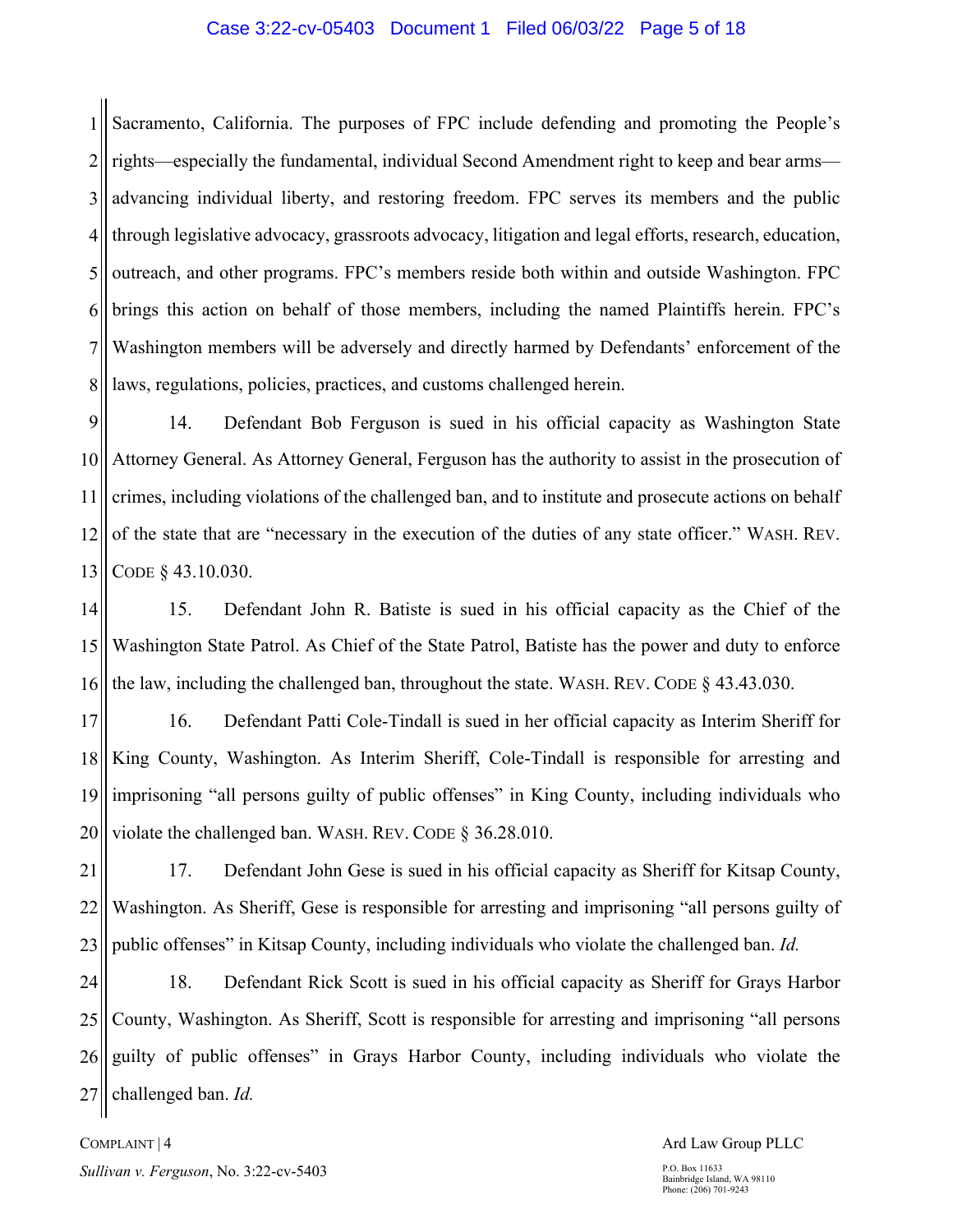Sacramento, California. The purposes of FPC include defending and promoting the People's rights—especially the fundamental, individual Second Amendment right to keep and bear arms—advancing individual liberty, and restoring freedom. FPC serves its members and the public through legislative advocacy, grassroots advocacy, litigation and legal efforts, research, education, outreach, and other programs. FPC's members reside both within and outside Washington. FPC brings this action on behalf of those members, including the named Plaintiffs herein. FPC's Washington members will be adversely and directly harmed by Defendants' enforcement of the laws, regulations, policies, practices, and customs challenged herein.

14. Defendant Bob Ferguson is sued in his official capacity as Washington State Attorney General. As Attorney General, Ferguson has the authority to assist in the prosecution of crimes, including violations of the challenged ban, and to institute and prosecute actions on behalf of the state that are "necessary in the execution of the duties of any state officer." WASH. REV. CODE § 43.10.030.

15. Defendant John R. Batiste is sued in his official capacity as the Chief of the Washington State Patrol. As Chief of the State Patrol, Batiste has the power and duty to enforce the law, including the challenged ban, throughout the state. WASH. REV. CODE § 43.43.030.

16. Defendant Patti Cole-Tindall is sued in her official capacity as Interim Sheriff for King County, Washington. As Interim Sheriff, Cole-Tindall is responsible for arresting and imprisoning "all persons guilty of public offenses" in King County, including individuals who violate the challenged ban. WASH. REV. CODE § 36.28.010.

17. Defendant John Gese is sued in his official capacity as Sheriff for Kitsap County, Washington. As Sheriff, Gese is responsible for arresting and imprisoning "all persons guilty of public offenses" in Kitsap County, including individuals who violate the challenged ban. *Id.*

18. Defendant Rick Scott is sued in his official capacity as Sheriff for Grays Harbor County, Washington. As Sheriff, Scott is responsible for arresting and imprisoning "all persons guilty of public offenses" in Grays Harbor County, including individuals who violate the challenged ban. *Id.*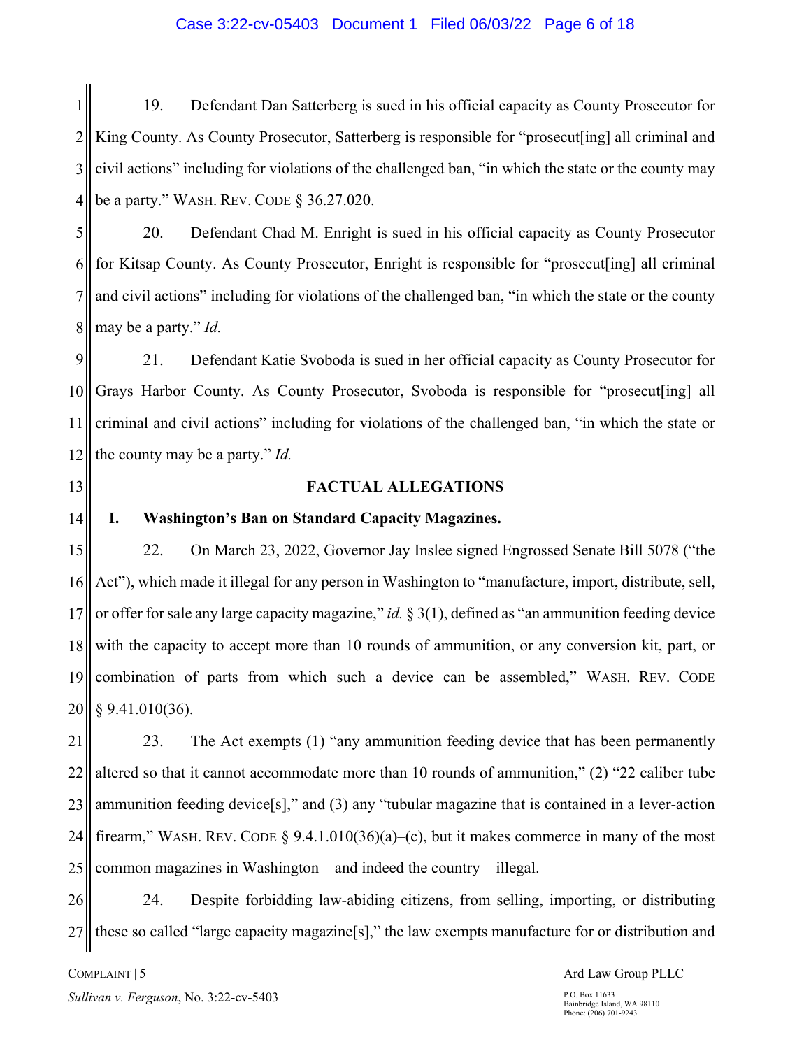19. Defendant Dan Satterberg is sued in his official capacity as County Prosecutor for King County. As County Prosecutor, Satterberg is responsible for "prosecut[ing] all criminal and civil actions" including for violations of the challenged ban, "in which the state or the county may be a party." WASH. REV. CODE § 36.27.020.

20. Defendant Chad M. Enright is sued in his official capacity as County Prosecutor for Kitsap County. As County Prosecutor, Enright is responsible for "prosecut[ing] all criminal and civil actions" including for violations of the challenged ban, "in which the state or the county may be a party." *Id.*

21. Defendant Katie Svoboda is sued in her official capacity as County Prosecutor for Grays Harbor County. As County Prosecutor, Svoboda is responsible for "prosecut[ing] all criminal and civil actions" including for violations of the challenged ban, "in which the state or the county may be a party." *Id.*

## FACTUAL ALLEGATIONS

### I. Washington's Ban on Standard Capacity Magazines.

22. On March 23, 2022, Governor Jay Inslee signed Engrossed Senate Bill 5078 ("the Act"), which made it illegal for any person in Washington to "manufacture, import, distribute, sell, or offer for sale any large capacity magazine," *id.* § 3(1), defined as "an ammunition feeding device with the capacity to accept more than 10 rounds of ammunition, or any conversion kit, part, or combination of parts from which such a device can be assembled," WASH. REV. CODE § 9.41.010(36).

23. The Act exempts (1) "any ammunition feeding device that has been permanently altered so that it cannot accommodate more than 10 rounds of ammunition," (2) "22 caliber tube ammunition feeding device[s]," and (3) any "tubular magazine that is contained in a lever-action firearm," WASH. REV. CODE § 9.4.1.010(36)(a)–(c), but it makes commerce in many of the most common magazines in Washington—and indeed the country—illegal.

24. Despite forbidding law-abiding citizens, from selling, importing, or distributing these so called "large capacity magazine[s]," the law exempts manufacture for or distribution and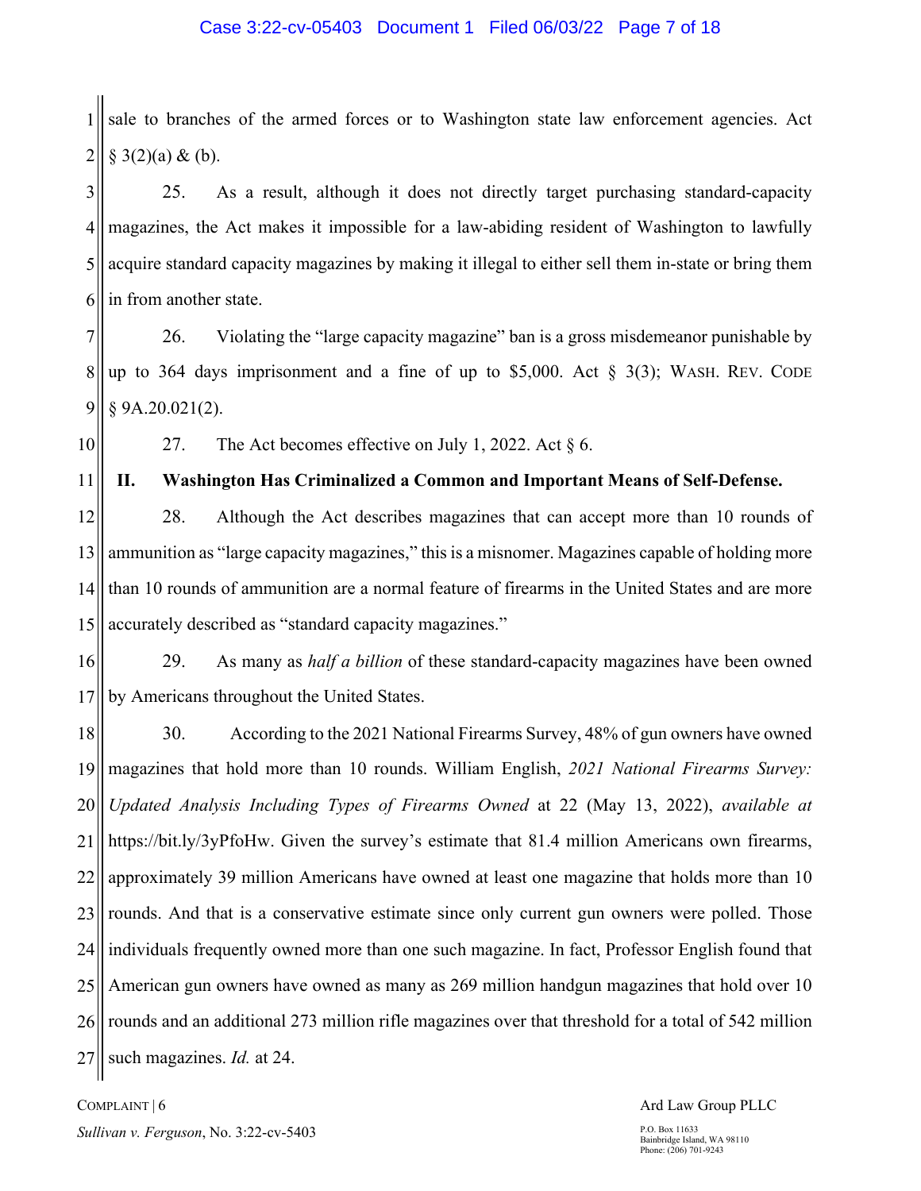sale to branches of the armed forces or to Washington state law enforcement agencies. Act § 3(2)(a) & (b).

25. As a result, although it does not directly target purchasing standard-capacity magazines, the Act makes it impossible for a law-abiding resident of Washington to lawfully acquire standard capacity magazines by making it illegal to either sell them in-state or bring them in from another state.

26. Violating the "large capacity magazine" ban is a gross misdemeanor punishable by up to 364 days imprisonment and a fine of up to $5,000. Act § 3(3); WASH. REV. CODE § 9A.20.021(2).

27. The Act becomes effective on July 1, 2022. Act § 6.

## II. Washington Has Criminalized a Common and Important Means of Self-Defense.

28. Although the Act describes magazines that can accept more than 10 rounds of ammunition as "large capacity magazines," this is a misnomer. Magazines capable of holding more than 10 rounds of ammunition are a normal feature of firearms in the United States and are more accurately described as "standard capacity magazines."

29. As many as *half a billion* of these standard-capacity magazines have been owned by Americans throughout the United States.

30. According to the 2021 National Firearms Survey, 48% of gun owners have owned magazines that hold more than 10 rounds. William English, *2021 National Firearms Survey: Updated Analysis Including Types of Firearms Owned* at 22 (May 13, 2022), *available at* https://bit.ly/3yPfoHw. Given the survey's estimate that 81.4 million Americans own firearms, approximately 39 million Americans have owned at least one magazine that holds more than 10 rounds. And that is a conservative estimate since only current gun owners were polled. Those individuals frequently owned more than one such magazine. In fact, Professor English found that American gun owners have owned as many as 269 million handgun magazines that hold over 10 rounds and an additional 273 million rifle magazines over that threshold for a total of 542 million such magazines. *Id.* at 24.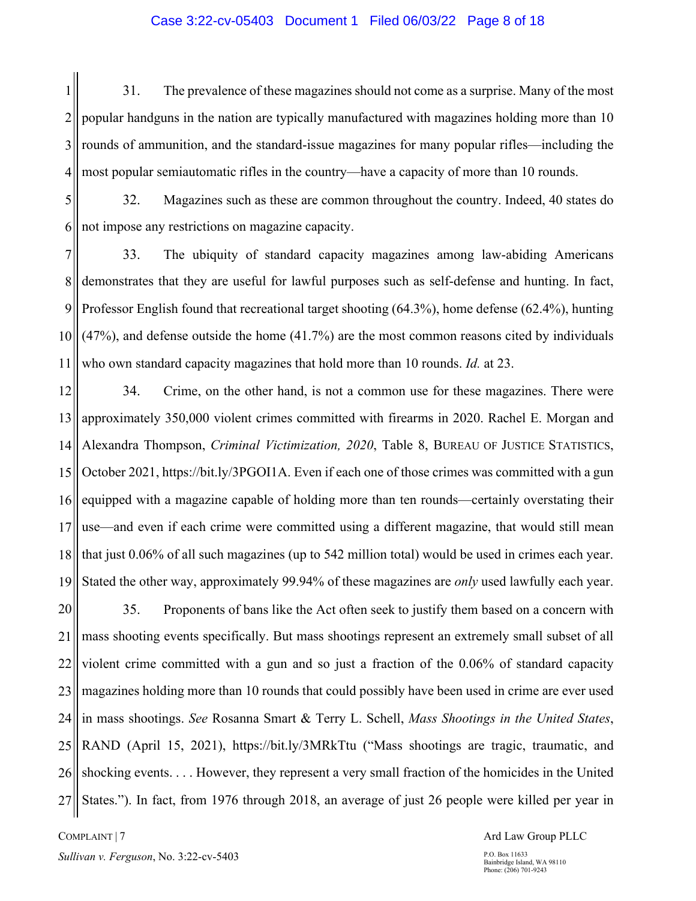31. The prevalence of these magazines should not come as a surprise. Many of the most popular handguns in the nation are typically manufactured with magazines holding more than 10 rounds of ammunition, and the standard-issue magazines for many popular rifles—including the most popular semiautomatic rifles in the country—have a capacity of more than 10 rounds.

32. Magazines such as these are common throughout the country. Indeed, 40 states do not impose any restrictions on magazine capacity.

33. The ubiquity of standard capacity magazines among law-abiding Americans demonstrates that they are useful for lawful purposes such as self-defense and hunting. In fact, Professor English found that recreational target shooting (64.3%), home defense (62.4%), hunting (47%), and defense outside the home (41.7%) are the most common reasons cited by individuals who own standard capacity magazines that hold more than 10 rounds. *Id.* at 23.

34. Crime, on the other hand, is not a common use for these magazines. There were approximately 350,000 violent crimes committed with firearms in 2020. Rachel E. Morgan and Alexandra Thompson, *Criminal Victimization, 2020*, Table 8, BUREAU OF JUSTICE STATISTICS, October 2021, https://bit.ly/3PGOI1A. Even if each one of those crimes was committed with a gun equipped with a magazine capable of holding more than ten rounds—certainly overstating their use—and even if each crime were committed using a different magazine, that would still mean that just 0.06% of all such magazines (up to 542 million total) would be used in crimes each year. Stated the other way, approximately 99.94% of these magazines are *only* used lawfully each year.

35. Proponents of bans like the Act often seek to justify them based on a concern with mass shooting events specifically. But mass shootings represent an extremely small subset of all violent crime committed with a gun and so just a fraction of the 0.06% of standard capacity magazines holding more than 10 rounds that could possibly have been used in crime are ever used in mass shootings. *See* Rosanna Smart & Terry L. Schell, *Mass Shootings in the United States*, RAND (April 15, 2021), https://bit.ly/3MRkTtu ("Mass shootings are tragic, traumatic, and shocking events. . . . However, they represent a very small fraction of the homicides in the United States."). In fact, from 1976 through 2018, an average of just 26 people were killed per year in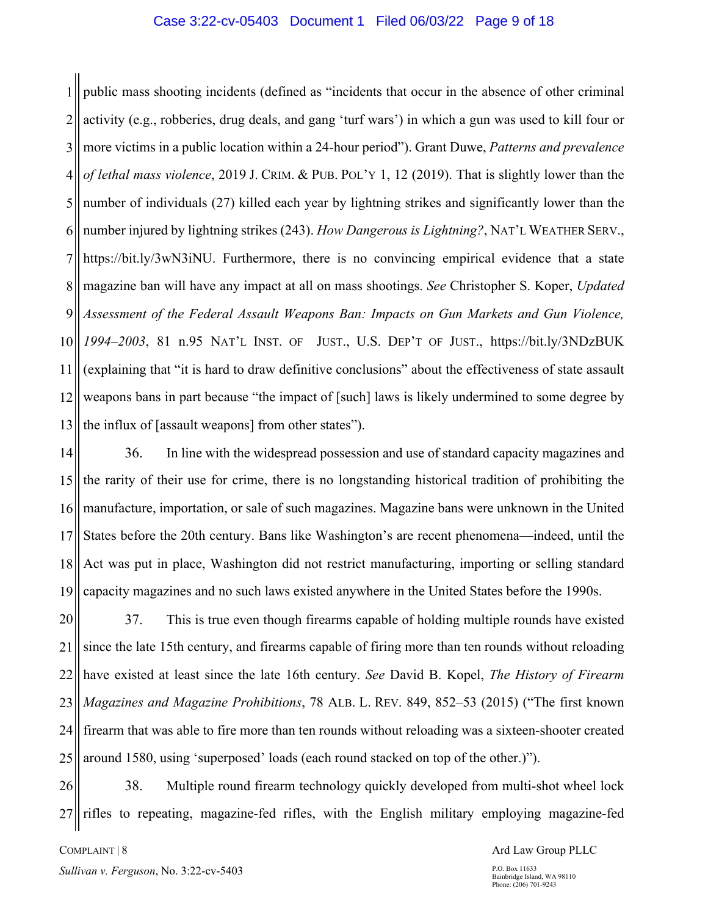public mass shooting incidents (defined as "incidents that occur in the absence of other criminal activity (e.g., robberies, drug deals, and gang 'turf wars') in which a gun was used to kill four or more victims in a public location within a 24-hour period"). Grant Duwe, *Patterns and prevalence of lethal mass violence*, 2019 J. CRIM. & PUB. POL'Y 1, 12 (2019). That is slightly lower than the number of individuals (27) killed each year by lightning strikes and significantly lower than the number injured by lightning strikes (243). *How Dangerous is Lightning?*, NAT'L WEATHER SERV., https://bit.ly/3wN3iNU. Furthermore, there is no convincing empirical evidence that a state magazine ban will have any impact at all on mass shootings. *See* Christopher S. Koper, *Updated Assessment of the Federal Assault Weapons Ban: Impacts on Gun Markets and Gun Violence, 1994–2003*, 81 n.95 NAT'L INST. OF JUST., U.S. DEP'T OF JUST., https://bit.ly/3NDzBUK (explaining that "it is hard to draw definitive conclusions" about the effectiveness of state assault weapons bans in part because "the impact of [such] laws is likely undermined to some degree by the influx of [assault weapons] from other states").

36. In line with the widespread possession and use of standard capacity magazines and the rarity of their use for crime, there is no longstanding historical tradition of prohibiting the manufacture, importation, or sale of such magazines. Magazine bans were unknown in the United States before the 20th century. Bans like Washington's are recent phenomena—indeed, until the Act was put in place, Washington did not restrict manufacturing, importing or selling standard capacity magazines and no such laws existed anywhere in the United States before the 1990s.

37. This is true even though firearms capable of holding multiple rounds have existed since the late 15th century, and firearms capable of firing more than ten rounds without reloading have existed at least since the late 16th century. *See* David B. Kopel, *The History of Firearm Magazines and Magazine Prohibitions*, 78 ALB. L. REV. 849, 852–53 (2015) ("The first known firearm that was able to fire more than ten rounds without reloading was a sixteen-shooter created around 1580, using 'superposed' loads (each round stacked on top of the other.)").

38. Multiple round firearm technology quickly developed from multi-shot wheel lock rifles to repeating, magazine-fed rifles, with the English military employing magazine-fed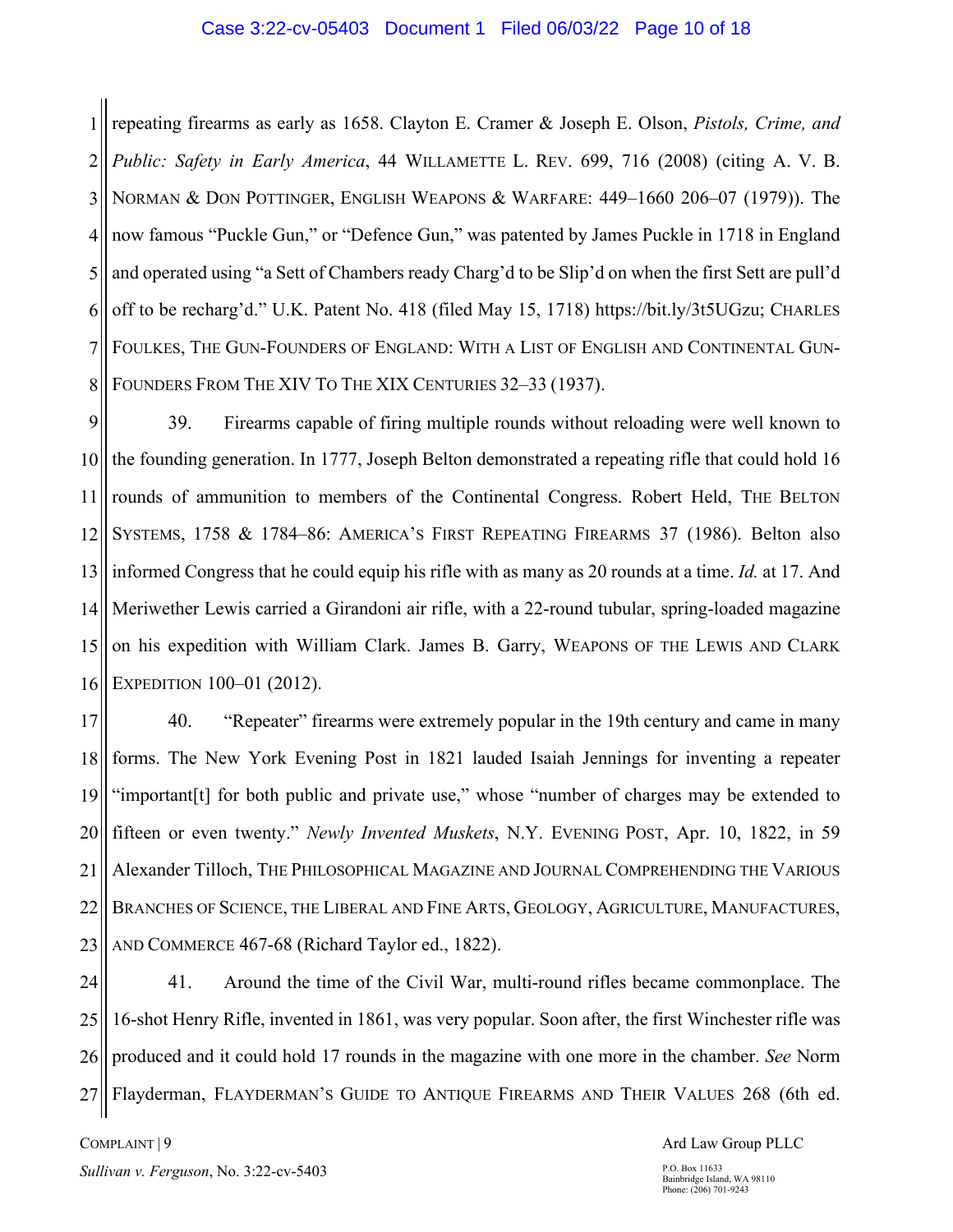repeating firearms as early as 1658. Clayton E. Cramer & Joseph E. Olson, *Pistols, Crime, and Public: Safety in Early America*, 44 WILLAMETTE L. REV. 699, 716 (2008) (citing A. V. B. NORMAN & DON POTTINGER, ENGLISH WEAPONS & WARFARE: 449–1660 206–07 (1979)). The now famous "Puckle Gun," or "Defence Gun," was patented by James Puckle in 1718 in England and operated using "a Sett of Chambers ready Charg'd to be Slip'd on when the first Sett are pull'd off to be recharg'd." U.K. Patent No. 418 (filed May 15, 1718) https://bit.ly/3t5UGzu; CHARLES FOULKES, THE GUN-FOUNDERS OF ENGLAND: WITH A LIST OF ENGLISH AND CONTINENTAL GUN-FOUNDERS FROM THE XIV TO THE XIX CENTURIES 32–33 (1937).

39. Firearms capable of firing multiple rounds without reloading were well known to the founding generation. In 1777, Joseph Belton demonstrated a repeating rifle that could hold 16 rounds of ammunition to members of the Continental Congress. Robert Held, THE BELTON SYSTEMS, 1758 & 1784–86: AMERICA'S FIRST REPEATING FIREARMS 37 (1986). Belton also informed Congress that he could equip his rifle with as many as 20 rounds at a time. *Id.* at 17. And Meriwether Lewis carried a Girandoni air rifle, with a 22-round tubular, spring-loaded magazine on his expedition with William Clark. James B. Garry, WEAPONS OF THE LEWIS AND CLARK EXPEDITION 100–01 (2012).

40. "Repeater" firearms were extremely popular in the 19th century and came in many forms. The New York Evening Post in 1821 lauded Isaiah Jennings for inventing a repeater "important[t] for both public and private use," whose "number of charges may be extended to fifteen or even twenty." *Newly Invented Muskets*, N.Y. EVENING POST, Apr. 10, 1822, in 59 Alexander Tilloch, THE PHILOSOPHICAL MAGAZINE AND JOURNAL COMPREHENDING THE VARIOUS BRANCHES OF SCIENCE, THE LIBERAL AND FINE ARTS, GEOLOGY, AGRICULTURE, MANUFACTURES, AND COMMERCE 467-68 (Richard Taylor ed., 1822).

41. Around the time of the Civil War, multi-round rifles became commonplace. The 16-shot Henry Rifle, invented in 1861, was very popular. Soon after, the first Winchester rifle was produced and it could hold 17 rounds in the magazine with one more in the chamber. *See* Norm Flayderman, FLAYDERMAN'S GUIDE TO ANTIQUE FIREARMS AND THEIR VALUES 268 (6th ed.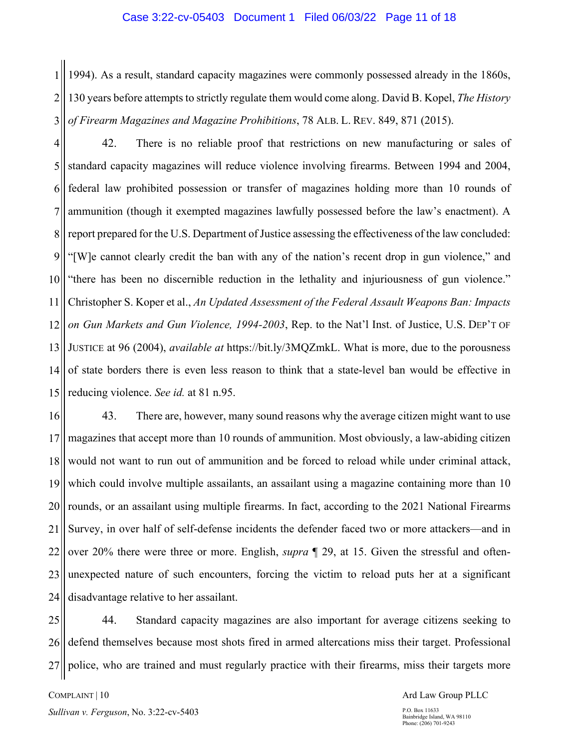1994). As a result, standard capacity magazines were commonly possessed already in the 1860s, 130 years before attempts to strictly regulate them would come along. David B. Kopel, *The History of Firearm Magazines and Magazine Prohibitions*, 78 ALB. L. REV. 849, 871 (2015).

42. There is no reliable proof that restrictions on new manufacturing or sales of standard capacity magazines will reduce violence involving firearms. Between 1994 and 2004, federal law prohibited possession or transfer of magazines holding more than 10 rounds of ammunition (though it exempted magazines lawfully possessed before the law's enactment). A report prepared for the U.S. Department of Justice assessing the effectiveness of the law concluded: "[W]e cannot clearly credit the ban with any of the nation's recent drop in gun violence," and "there has been no discernible reduction in the lethality and injuriousness of gun violence." Christopher S. Koper et al., *An Updated Assessment of the Federal Assault Weapons Ban: Impacts on Gun Markets and Gun Violence, 1994-2003*, Rep. to the Nat'l Inst. of Justice, U.S. DEP'T OF JUSTICE at 96 (2004), *available at* https://bit.ly/3MQZmkL. What is more, due to the porousness of state borders there is even less reason to think that a state-level ban would be effective in reducing violence. *See id.* at 81 n.95.

43. There are, however, many sound reasons why the average citizen might want to use magazines that accept more than 10 rounds of ammunition. Most obviously, a law-abiding citizen would not want to run out of ammunition and be forced to reload while under criminal attack, which could involve multiple assailants, an assailant using a magazine containing more than 10 rounds, or an assailant using multiple firearms. In fact, according to the 2021 National Firearms Survey, in over half of self-defense incidents the defender faced two or more attackers—and in over 20% there were three or more. English, *supra* ¶ 29, at 15. Given the stressful and often-unexpected nature of such encounters, forcing the victim to reload puts her at a significant disadvantage relative to her assailant.

44. Standard capacity magazines are also important for average citizens seeking to defend themselves because most shots fired in armed altercations miss their target. Professional police, who are trained and must regularly practice with their firearms, miss their targets more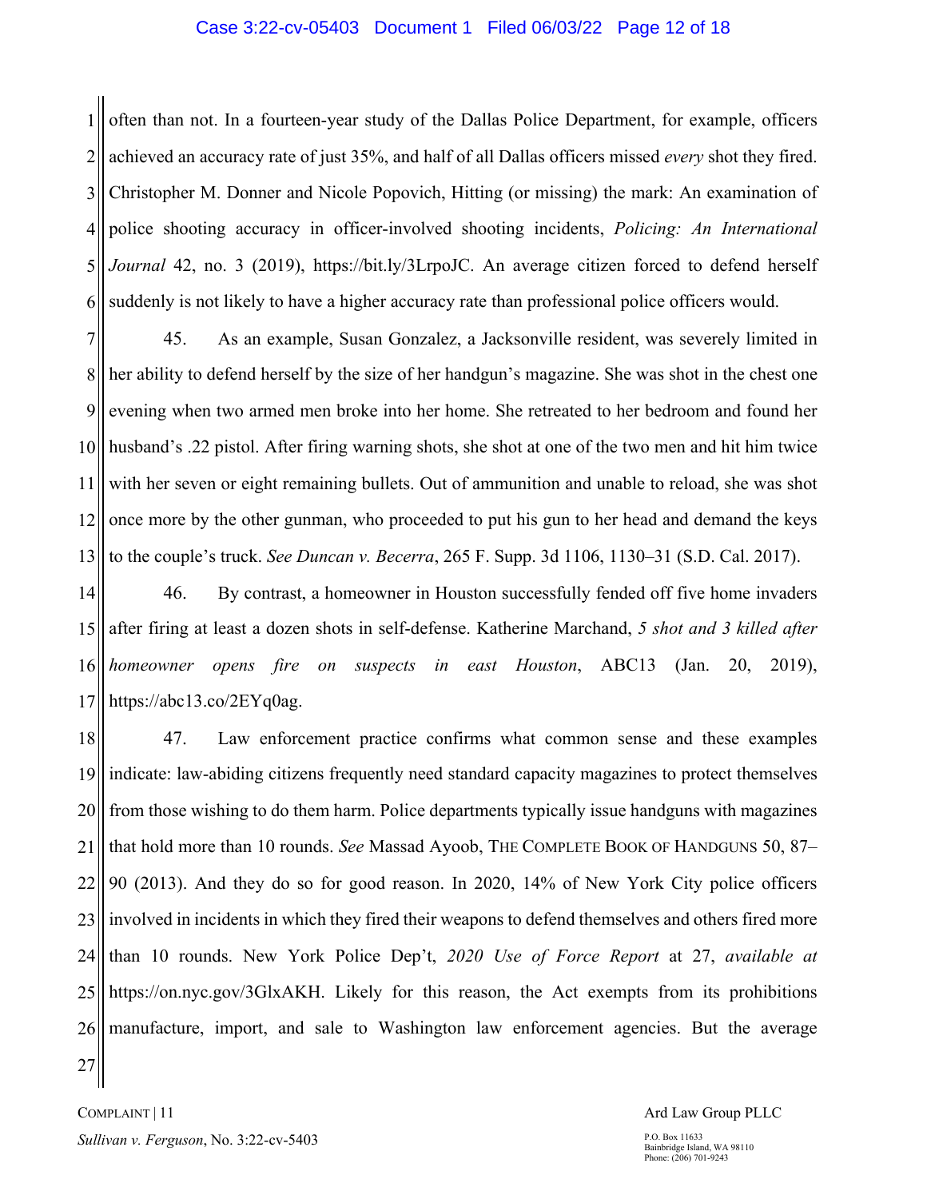often than not. In a fourteen-year study of the Dallas Police Department, for example, officers achieved an accuracy rate of just 35%, and half of all Dallas officers missed *every* shot they fired. Christopher M. Donner and Nicole Popovich, Hitting (or missing) the mark: An examination of police shooting accuracy in officer-involved shooting incidents, *Policing: An International Journal* 42, no. 3 (2019), https://bit.ly/3LrpoJC. An average citizen forced to defend herself suddenly is not likely to have a higher accuracy rate than professional police officers would.

45. As an example, Susan Gonzalez, a Jacksonville resident, was severely limited in her ability to defend herself by the size of her handgun's magazine. She was shot in the chest one evening when two armed men broke into her home. She retreated to her bedroom and found her husband's .22 pistol. After firing warning shots, she shot at one of the two men and hit him twice with her seven or eight remaining bullets. Out of ammunition and unable to reload, she was shot once more by the other gunman, who proceeded to put his gun to her head and demand the keys to the couple's truck. *See Duncan v. Becerra*, 265 F. Supp. 3d 1106, 1130–31 (S.D. Cal. 2017).

46. By contrast, a homeowner in Houston successfully fended off five home invaders after firing at least a dozen shots in self-defense. Katherine Marchand, *5 shot and 3 killed after homeowner opens fire on suspects in east Houston*, ABC13 (Jan. 20, 2019), https://abc13.co/2EYq0ag.

47. Law enforcement practice confirms what common sense and these examples indicate: law-abiding citizens frequently need standard capacity magazines to protect themselves from those wishing to do them harm. Police departments typically issue handguns with magazines that hold more than 10 rounds. *See* Massad Ayoob, THE COMPLETE BOOK OF HANDGUNS 50, 87–90 (2013). And they do so for good reason. In 2020, 14% of New York City police officers involved in incidents in which they fired their weapons to defend themselves and others fired more than 10 rounds. New York Police Dep't, *2020 Use of Force Report* at 27, *available at* https://on.nyc.gov/3GlxAKH. Likely for this reason, the Act exempts from its prohibitions manufacture, import, and sale to Washington law enforcement agencies. But the average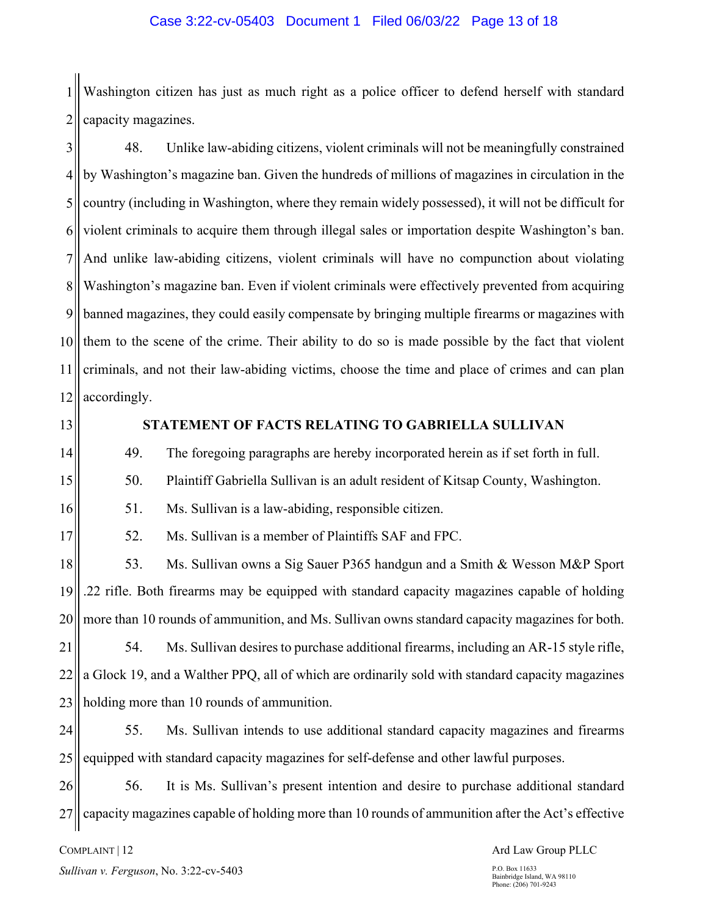Washington citizen has just as much right as a police officer to defend herself with standard capacity magazines.

48. Unlike law-abiding citizens, violent criminals will not be meaningfully constrained by Washington's magazine ban. Given the hundreds of millions of magazines in circulation in the country (including in Washington, where they remain widely possessed), it will not be difficult for violent criminals to acquire them through illegal sales or importation despite Washington's ban. And unlike law-abiding citizens, violent criminals will have no compunction about violating Washington's magazine ban. Even if violent criminals were effectively prevented from acquiring banned magazines, they could easily compensate by bringing multiple firearms or magazines with them to the scene of the crime. Their ability to do so is made possible by the fact that violent criminals, and not their law-abiding victims, choose the time and place of crimes and can plan accordingly.

## STATEMENT OF FACTS RELATING TO GABRIELLA SULLIVAN

49. The foregoing paragraphs are hereby incorporated herein as if set forth in full.

50. Plaintiff Gabriella Sullivan is an adult resident of Kitsap County, Washington.

51. Ms. Sullivan is a law-abiding, responsible citizen.

52. Ms. Sullivan is a member of Plaintiffs SAF and FPC.

53. Ms. Sullivan owns a Sig Sauer P365 handgun and a Smith & Wesson M&P Sport .22 rifle. Both firearms may be equipped with standard capacity magazines capable of holding more than 10 rounds of ammunition, and Ms. Sullivan owns standard capacity magazines for both.

54. Ms. Sullivan desires to purchase additional firearms, including an AR-15 style rifle, a Glock 19, and a Walther PPQ, all of which are ordinarily sold with standard capacity magazines holding more than 10 rounds of ammunition.

55. Ms. Sullivan intends to use additional standard capacity magazines and firearms equipped with standard capacity magazines for self-defense and other lawful purposes.

56. It is Ms. Sullivan's present intention and desire to purchase additional standard capacity magazines capable of holding more than 10 rounds of ammunition after the Act's effective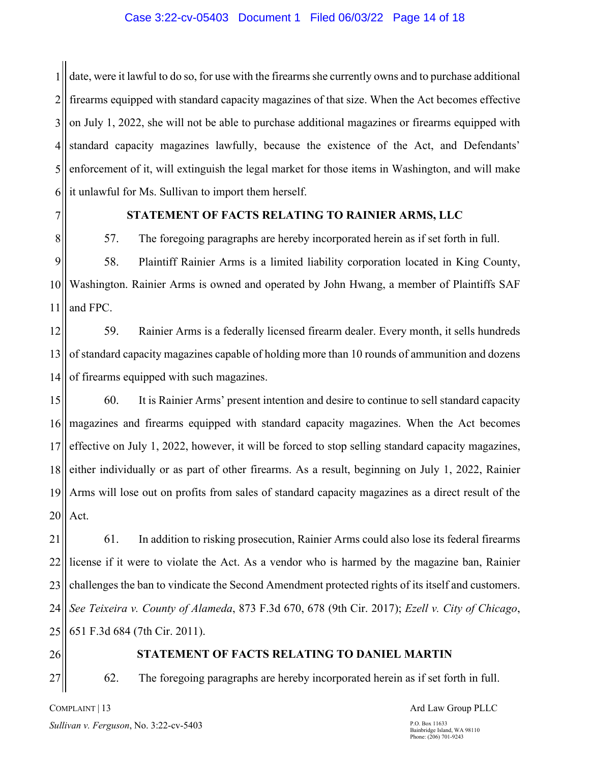date, were it lawful to do so, for use with the firearms she currently owns and to purchase additional firearms equipped with standard capacity magazines of that size. When the Act becomes effective on July 1, 2022, she will not be able to purchase additional magazines or firearms equipped with standard capacity magazines lawfully, because the existence of the Act, and Defendants' enforcement of it, will extinguish the legal market for those items in Washington, and will make it unlawful for Ms. Sullivan to import them herself.

## STATEMENT OF FACTS RELATING TO RAINIER ARMS, LLC

57. The foregoing paragraphs are hereby incorporated herein as if set forth in full.

58. Plaintiff Rainier Arms is a limited liability corporation located in King County, Washington. Rainier Arms is owned and operated by John Hwang, a member of Plaintiffs SAF and FPC.

59. Rainier Arms is a federally licensed firearm dealer. Every month, it sells hundreds of standard capacity magazines capable of holding more than 10 rounds of ammunition and dozens of firearms equipped with such magazines.

60. It is Rainier Arms' present intention and desire to continue to sell standard capacity magazines and firearms equipped with standard capacity magazines. When the Act becomes effective on July 1, 2022, however, it will be forced to stop selling standard capacity magazines, either individually or as part of other firearms. As a result, beginning on July 1, 2022, Rainier Arms will lose out on profits from sales of standard capacity magazines as a direct result of the Act.

61. In addition to risking prosecution, Rainier Arms could also lose its federal firearms license if it were to violate the Act. As a vendor who is harmed by the magazine ban, Rainier challenges the ban to vindicate the Second Amendment protected rights of its itself and customers. *See Teixeira v. County of Alameda*, 873 F.3d 670, 678 (9th Cir. 2017); *Ezell v. City of Chicago*, 651 F.3d 684 (7th Cir. 2011).

## STATEMENT OF FACTS RELATING TO DANIEL MARTIN

62. The foregoing paragraphs are hereby incorporated herein as if set forth in full.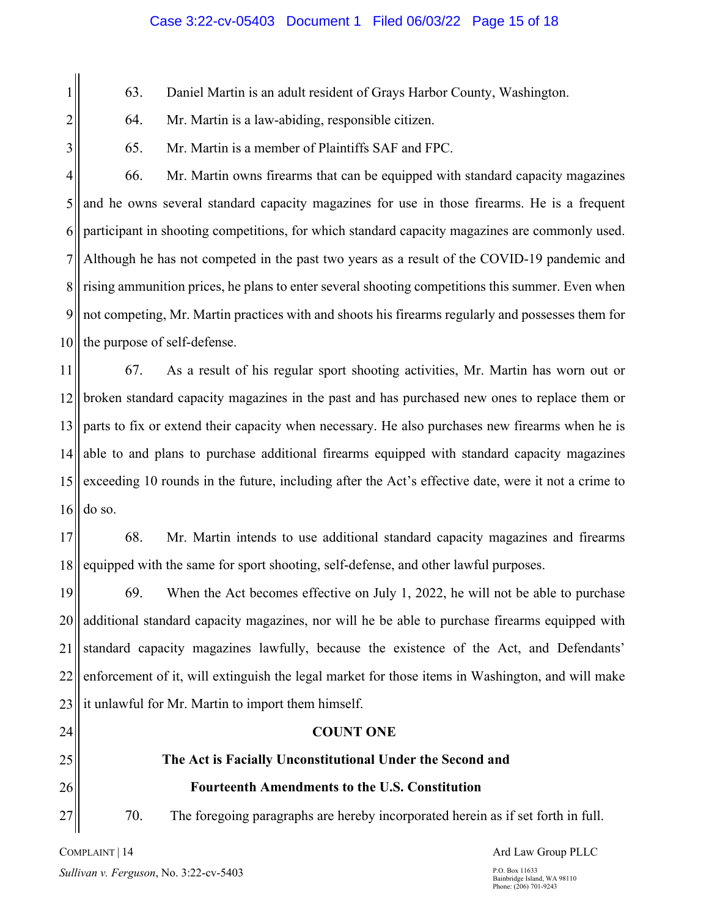63. Daniel Martin is an adult resident of Grays Harbor County, Washington.

64. Mr. Martin is a law-abiding, responsible citizen.

65. Mr. Martin is a member of Plaintiffs SAF and FPC.

66. Mr. Martin owns firearms that can be equipped with standard capacity magazines and he owns several standard capacity magazines for use in those firearms. He is a frequent participant in shooting competitions, for which standard capacity magazines are commonly used. Although he has not competed in the past two years as a result of the COVID-19 pandemic and rising ammunition prices, he plans to enter several shooting competitions this summer. Even when not competing, Mr. Martin practices with and shoots his firearms regularly and possesses them for the purpose of self-defense.

67. As a result of his regular sport shooting activities, Mr. Martin has worn out or broken standard capacity magazines in the past and has purchased new ones to replace them or parts to fix or extend their capacity when necessary. He also purchases new firearms when he is able to and plans to purchase additional firearms equipped with standard capacity magazines exceeding 10 rounds in the future, including after the Act's effective date, were it not a crime to do so.

68. Mr. Martin intends to use additional standard capacity magazines and firearms equipped with the same for sport shooting, self-defense, and other lawful purposes.

69. When the Act becomes effective on July 1, 2022, he will not be able to purchase additional standard capacity magazines, nor will he be able to purchase firearms equipped with standard capacity magazines lawfully, because the existence of the Act, and Defendants' enforcement of it, will extinguish the legal market for those items in Washington, and will make it unlawful for Mr. Martin to import them himself.

## COUNT ONE

### The Act is Facially Unconstitutional Under the Second and Fourteenth Amendments to the U.S. Constitution

70. The foregoing paragraphs are hereby incorporated herein as if set forth in full.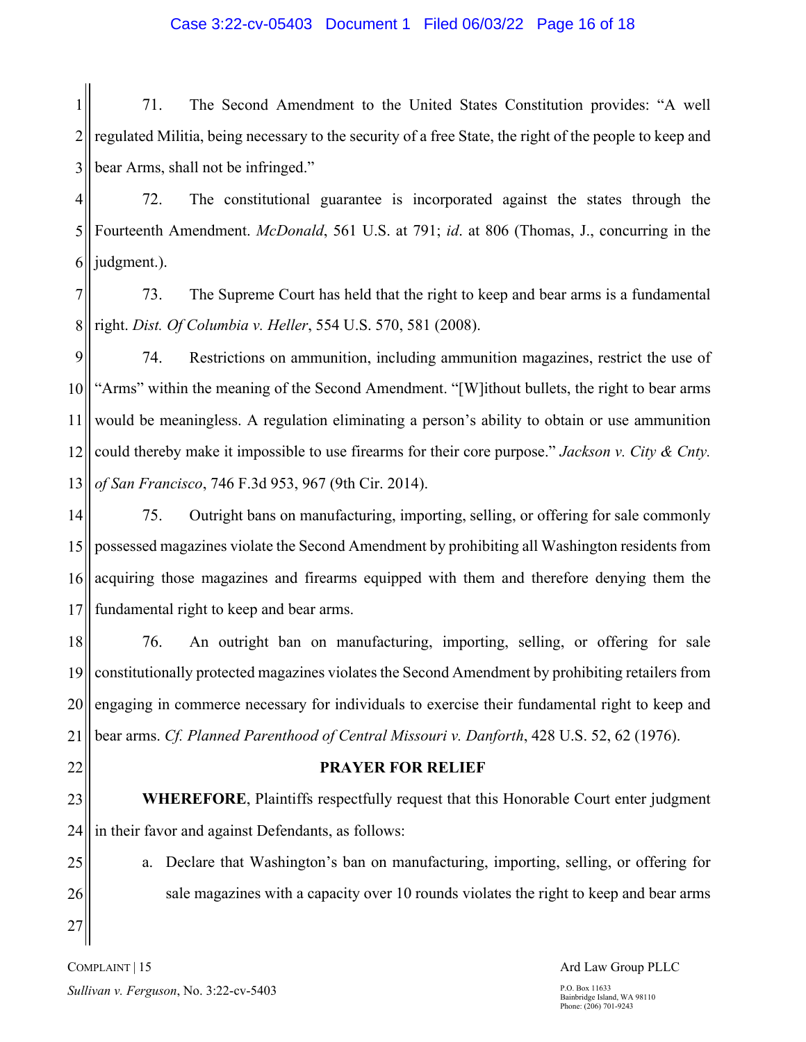71. The Second Amendment to the United States Constitution provides: "A well regulated Militia, being necessary to the security of a free State, the right of the people to keep and bear Arms, shall not be infringed."

72. The constitutional guarantee is incorporated against the states through the Fourteenth Amendment. *McDonald*, 561 U.S. at 791; *id*. at 806 (Thomas, J., concurring in the judgment.).

73. The Supreme Court has held that the right to keep and bear arms is a fundamental right. *Dist. Of Columbia v. Heller*, 554 U.S. 570, 581 (2008).

74. Restrictions on ammunition, including ammunition magazines, restrict the use of "Arms" within the meaning of the Second Amendment. "[W]ithout bullets, the right to bear arms would be meaningless. A regulation eliminating a person's ability to obtain or use ammunition could thereby make it impossible to use firearms for their core purpose." *Jackson v. City & Cnty. of San Francisco*, 746 F.3d 953, 967 (9th Cir. 2014).

75. Outright bans on manufacturing, importing, selling, or offering for sale commonly possessed magazines violate the Second Amendment by prohibiting all Washington residents from acquiring those magazines and firearms equipped with them and therefore denying them the fundamental right to keep and bear arms.

76. An outright ban on manufacturing, importing, selling, or offering for sale constitutionally protected magazines violates the Second Amendment by prohibiting retailers from engaging in commerce necessary for individuals to exercise their fundamental right to keep and bear arms. *Cf. Planned Parenthood of Central Missouri v. Danforth*, 428 U.S. 52, 62 (1976).

**PRAYER FOR RELIEF**

**WHEREFORE**, Plaintiffs respectfully request that this Honorable Court enter judgment in their favor and against Defendants, as follows:

a. Declare that Washington's ban on manufacturing, importing, selling, or offering for sale magazines with a capacity over 10 rounds violates the right to keep and bear arms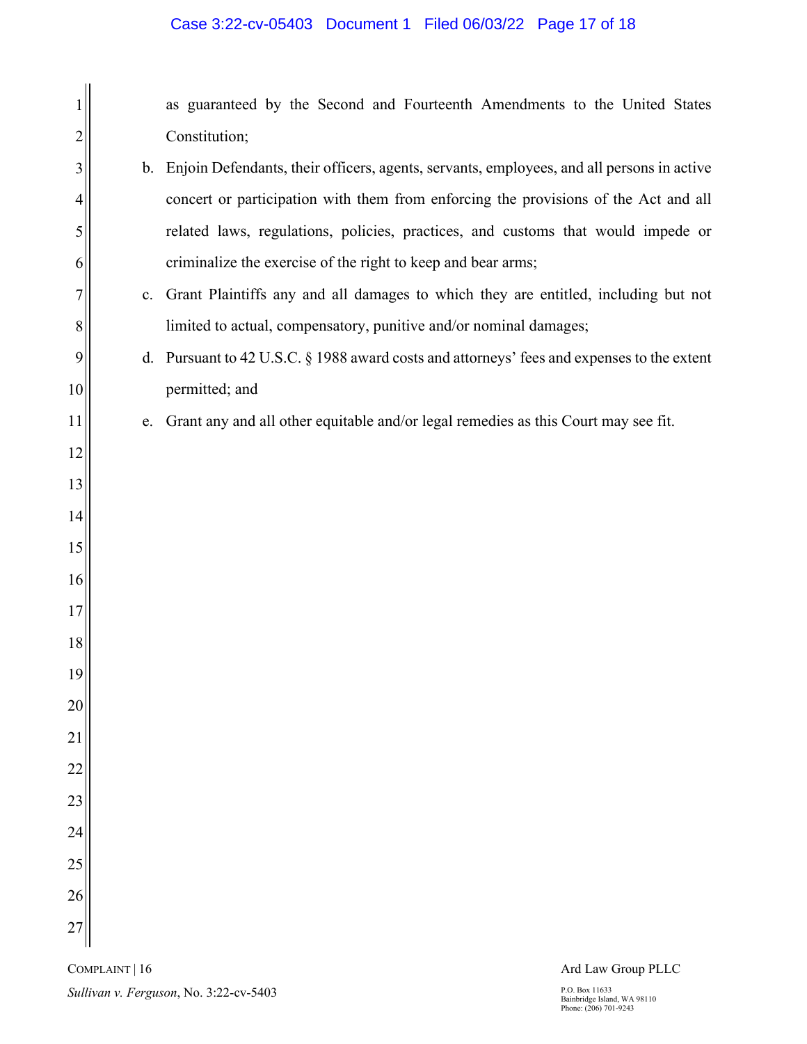as guaranteed by the Second and Fourteenth Amendments to the United States Constitution;

b. Enjoin Defendants, their officers, agents, servants, employees, and all persons in active concert or participation with them from enforcing the provisions of the Act and all related laws, regulations, policies, practices, and customs that would impede or criminalize the exercise of the right to keep and bear arms;

c. Grant Plaintiffs any and all damages to which they are entitled, including but not limited to actual, compensatory, punitive and/or nominal damages;

d. Pursuant to 42 U.S.C. § 1988 award costs and attorneys' fees and expenses to the extent permitted; and

e. Grant any and all other equitable and/or legal remedies as this Court may see fit.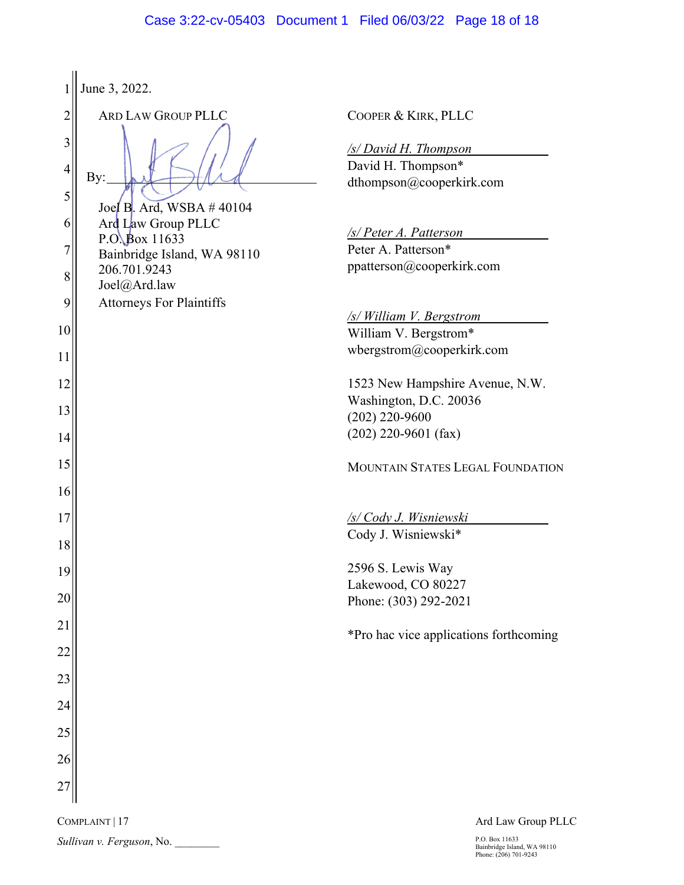June 3, 2022.

ARD LAW GROUP PLLC

By: ______________________________

Joel B. Ard, WSBA # 40104
Ard Law Group PLLC
P.O. Box 11633
Bainbridge Island, WA 98110
206.701.9243
Joel@Ard.law
Attorneys For Plaintiffs

COOPER & KIRK, PLLC

*/s/ David H. Thompson*
David H. Thompson*
dthompson@cooperkirk.com

*/s/ Peter A. Patterson*
Peter A. Patterson*
ppatterson@cooperkirk.com

*/s/ William V. Bergstrom*
William V. Bergstrom*
wbergstrom@cooperkirk.com

1523 New Hampshire Avenue, N.W.
Washington, D.C. 20036
(202) 220-9600
(202) 220-9601 (fax)

MOUNTAIN STATES LEGAL FOUNDATION

*/s/ Cody J. Wisniewski*
Cody J. Wisniewski*

2596 S. Lewis Way
Lakewood, CO 80227
Phone: (303) 292-2021

*Pro hac vice applications forthcoming